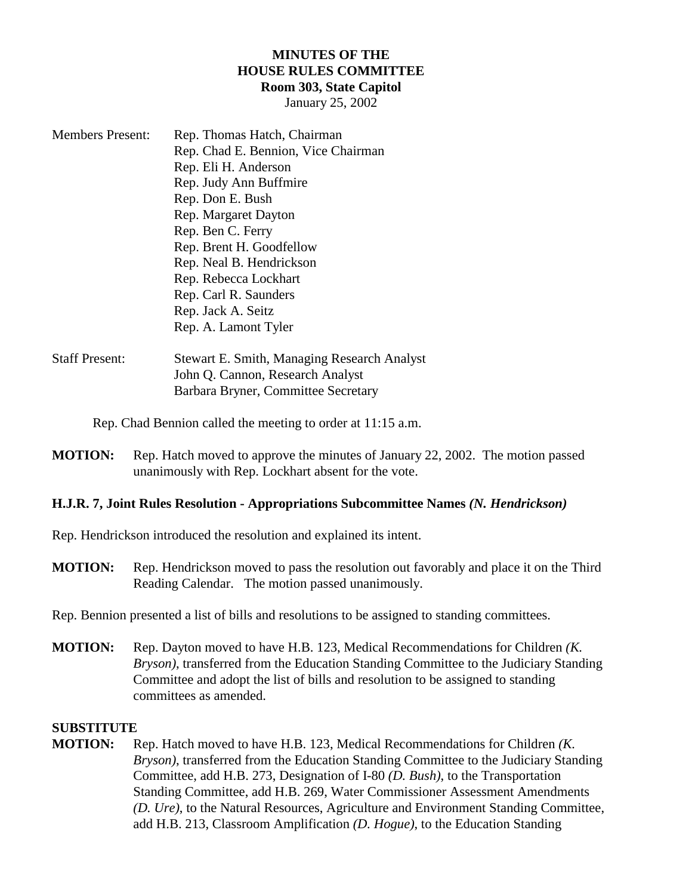**MINUTES OF THE**
**HOUSE RULES COMMITTEE**
**Room 303, State Capitol**
January 25, 2002

Members Present: Rep. Thomas Hatch, Chairman
Rep. Chad E. Bennion, Vice Chairman
Rep. Eli H. Anderson
Rep. Judy Ann Buffmire
Rep. Don E. Bush
Rep. Margaret Dayton
Rep. Ben C. Ferry
Rep. Brent H. Goodfellow
Rep. Neal B. Hendrickson
Rep. Rebecca Lockhart
Rep. Carl R. Saunders
Rep. Jack A. Seitz
Rep. A. Lamont Tyler

Staff Present: Stewart E. Smith, Managing Research Analyst
John Q. Cannon, Research Analyst
Barbara Bryner, Committee Secretary

Rep. Chad Bennion called the meeting to order at 11:15 a.m.

**MOTION:** Rep. Hatch moved to approve the minutes of January 22, 2002. The motion passed unanimously with Rep. Lockhart absent for the vote.

**H.J.R. 7, Joint Rules Resolution - Appropriations Subcommittee Names *(N. Hendrickson)***

Rep. Hendrickson introduced the resolution and explained its intent.

**MOTION:** Rep. Hendrickson moved to pass the resolution out favorably and place it on the Third Reading Calendar. The motion passed unanimously.

Rep. Bennion presented a list of bills and resolutions to be assigned to standing committees.

**MOTION:** Rep. Dayton moved to have H.B. 123, Medical Recommendations for Children *(K. Bryson)*, transferred from the Education Standing Committee to the Judiciary Standing Committee and adopt the list of bills and resolution to be assigned to standing committees as amended.

**SUBSTITUTE**
**MOTION:** Rep. Hatch moved to have H.B. 123, Medical Recommendations for Children *(K. Bryson)*, transferred from the Education Standing Committee to the Judiciary Standing Committee, add H.B. 273, Designation of I-80 *(D. Bush)*, to the Transportation Standing Committee, add H.B. 269, Water Commissioner Assessment Amendments *(D. Ure)*, to the Natural Resources, Agriculture and Environment Standing Committee, add H.B. 213, Classroom Amplification *(D. Hogue)*, to the Education Standing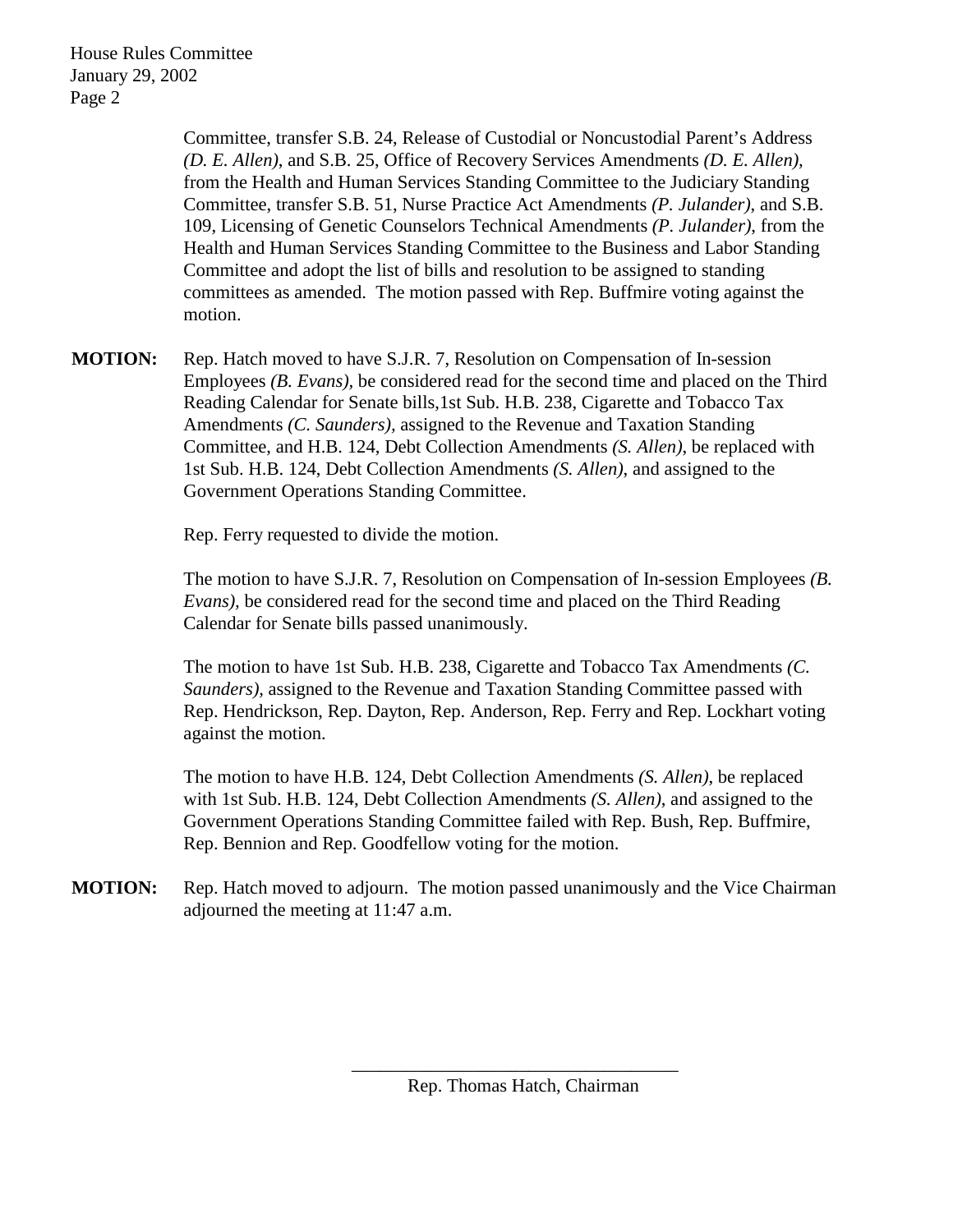Committee, transfer S.B. 24, Release of Custodial or Noncustodial Parent's Address *(D. E. Allen)*, and S.B. 25, Office of Recovery Services Amendments *(D. E. Allen),* from the Health and Human Services Standing Committee to the Judiciary Standing Committee, transfer S.B. 51, Nurse Practice Act Amendments *(P. Julander)*, and S.B. 109, Licensing of Genetic Counselors Technical Amendments *(P. Julander)*, from the Health and Human Services Standing Committee to the Business and Labor Standing Committee and adopt the list of bills and resolution to be assigned to standing committees as amended. The motion passed with Rep. Buffmire voting against the motion.

**MOTION:** Rep. Hatch moved to have S.J.R. 7, Resolution on Compensation of In-session Employees *(B. Evans)*, be considered read for the second time and placed on the Third Reading Calendar for Senate bills,1st Sub. H.B. 238, Cigarette and Tobacco Tax Amendments *(C. Saunders),* assigned to the Revenue and Taxation Standing Committee, and H.B. 124, Debt Collection Amendments *(S. Allen)*, be replaced with 1st Sub. H.B. 124, Debt Collection Amendments *(S. Allen)*, and assigned to the Government Operations Standing Committee.

Rep. Ferry requested to divide the motion.

The motion to have S.J.R. 7, Resolution on Compensation of In-session Employees *(B. Evans),* be considered read for the second time and placed on the Third Reading Calendar for Senate bills passed unanimously.

The motion to have 1st Sub. H.B. 238, Cigarette and Tobacco Tax Amendments *(C. Saunders),* assigned to the Revenue and Taxation Standing Committee passed with Rep. Hendrickson, Rep. Dayton, Rep. Anderson, Rep. Ferry and Rep. Lockhart voting against the motion.

The motion to have H.B. 124, Debt Collection Amendments *(S. Allen)*, be replaced with 1st Sub. H.B. 124, Debt Collection Amendments *(S. Allen)*, and assigned to the Government Operations Standing Committee failed with Rep. Bush, Rep. Buffmire, Rep. Bennion and Rep. Goodfellow voting for the motion.

**MOTION:** Rep. Hatch moved to adjourn. The motion passed unanimously and the Vice Chairman adjourned the meeting at 11:47 a.m.

___________________________________

Rep. Thomas Hatch, Chairman